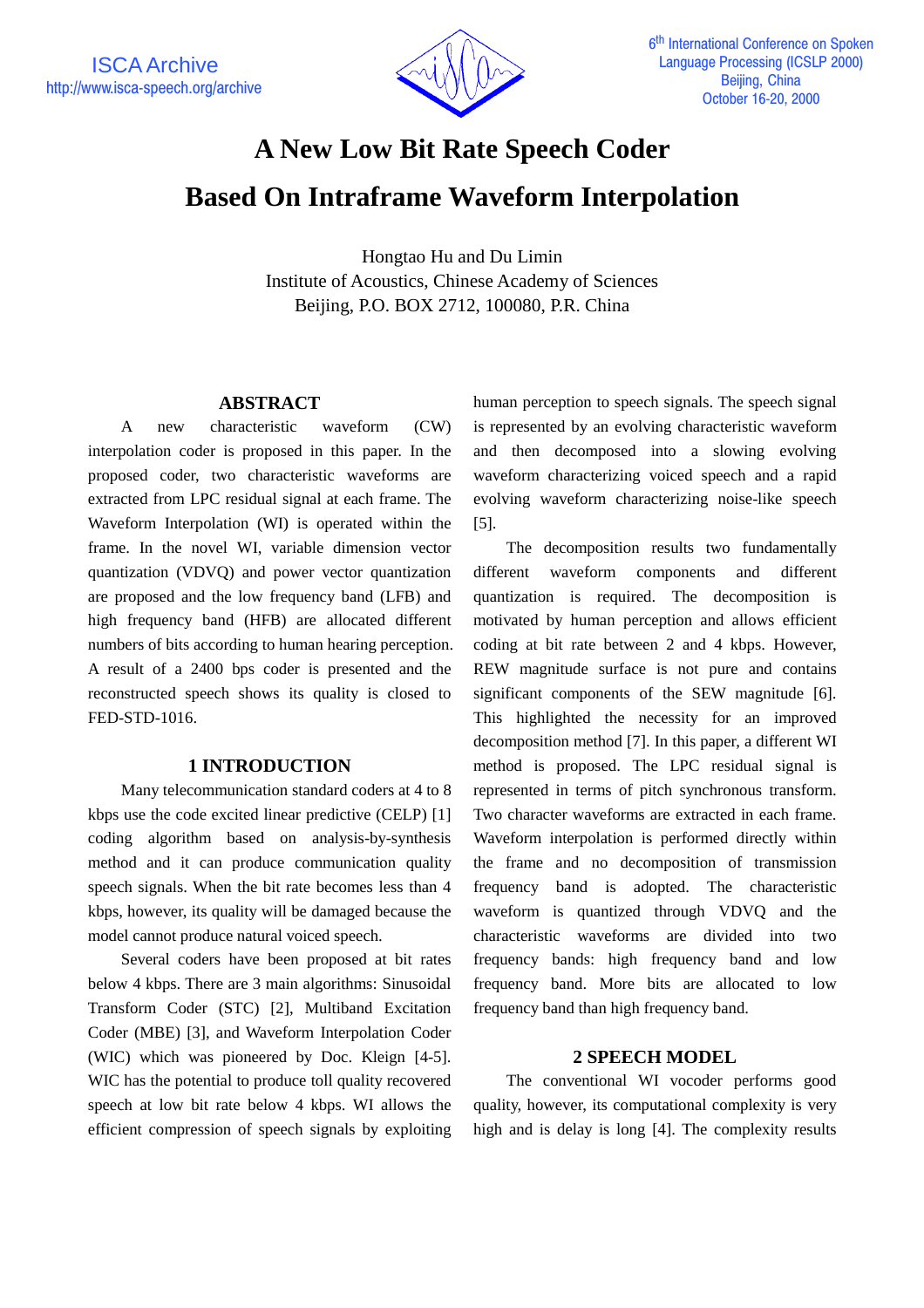# A New Low Bit Rate Speech Coder Based On Intraframe Waveform Interpolation

Hongtao Hu and Du Limin
Institute of Acoustics, Chinese Academy of Sciences
Beijing, P.O. BOX 2712, 100080, P.R. China

## ABSTRACT

A new characteristic waveform (CW) interpolation coder is proposed in this paper. In the proposed coder, two characteristic waveforms are extracted from LPC residual signal at each frame. The Waveform Interpolation (WI) is operated within the frame. In the novel WI, variable dimension vector quantization (VDVQ) and power vector quantization are proposed and the low frequency band (LFB) and high frequency band (HFB) are allocated different numbers of bits according to human hearing perception. A result of a 2400 bps coder is presented and the reconstructed speech shows its quality is closed to FED-STD-1016.

## 1 INTRODUCTION

Many telecommunication standard coders at 4 to 8 kbps use the code excited linear predictive (CELP) [1] coding algorithm based on analysis-by-synthesis method and it can produce communication quality speech signals. When the bit rate becomes less than 4 kbps, however, its quality will be damaged because the model cannot produce natural voiced speech.

Several coders have been proposed at bit rates below 4 kbps. There are 3 main algorithms: Sinusoidal Transform Coder (STC) [2], Multiband Excitation Coder (MBE) [3], and Waveform Interpolation Coder (WIC) which was pioneered by Doc. Kleign [4-5]. WIC has the potential to produce toll quality recovered speech at low bit rate below 4 kbps. WI allows the efficient compression of speech signals by exploiting human perception to speech signals. The speech signal is represented by an evolving characteristic waveform and then decomposed into a slowing evolving waveform characterizing voiced speech and a rapid evolving waveform characterizing noise-like speech [5].

The decomposition results two fundamentally different waveform components and different quantization is required. The decomposition is motivated by human perception and allows efficient coding at bit rate between 2 and 4 kbps. However, REW magnitude surface is not pure and contains significant components of the SEW magnitude [6]. This highlighted the necessity for an improved decomposition method [7]. In this paper, a different WI method is proposed. The LPC residual signal is represented in terms of pitch synchronous transform. Two character waveforms are extracted in each frame. Waveform interpolation is performed directly within the frame and no decomposition of transmission frequency band is adopted. The characteristic waveform is quantized through VDVQ and the characteristic waveforms are divided into two frequency bands: high frequency band and low frequency band. More bits are allocated to low frequency band than high frequency band.

## 2 SPEECH MODEL

The conventional WI vocoder performs good quality, however, its computational complexity is very high and is delay is long [4]. The complexity results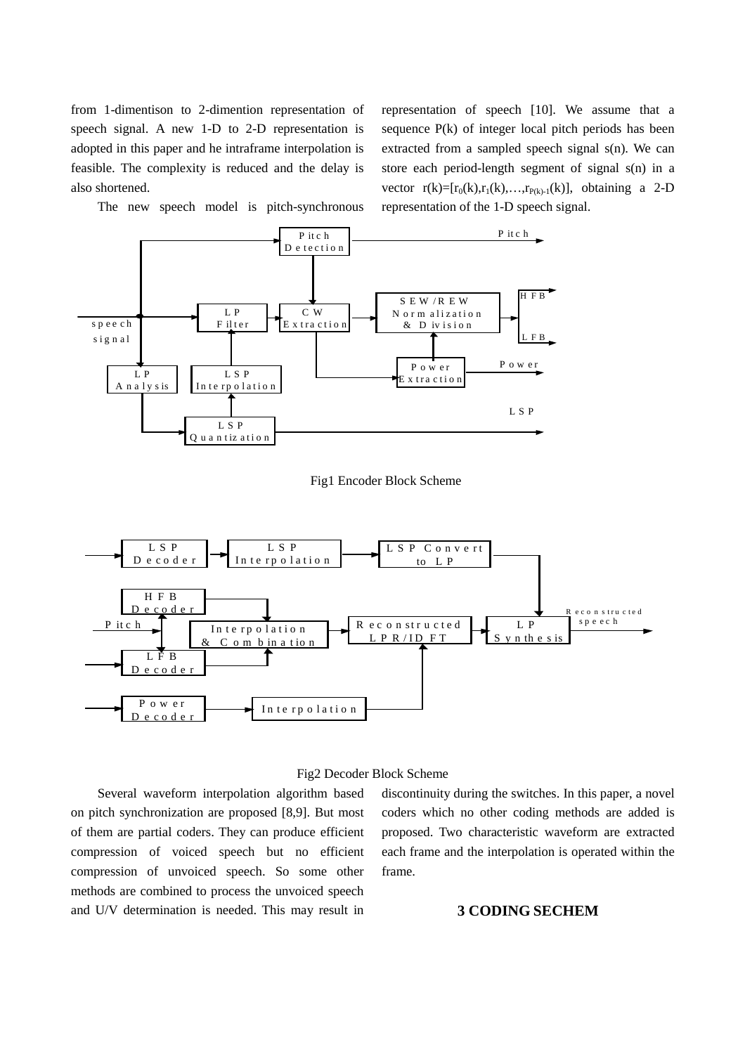from 1-dimentison to 2-dimention representation of speech signal. A new 1-D to 2-D representation is adopted in this paper and he intraframe interpolation is feasible. The complexity is reduced and the delay is also shortened.

The new speech model is pitch-synchronous representation of speech [10]. We assume that a sequence P(k) of integer local pitch periods has been extracted from a sampled speech signal s(n). We can store each period-length segment of signal s(n) in a vector $r(k)=[r_0(k),r_1(k),\ldots,r_{P(k)-1}(k)]$, obtaining a 2-D representation of the 1-D speech signal.

Fig1 Encoder Block Scheme

Fig2 Decoder Block Scheme

Several waveform interpolation algorithm based on pitch synchronization are proposed [8,9]. But most of them are partial coders. They can produce efficient compression of voiced speech but no efficient compression of unvoiced speech. So some other methods are combined to process the unvoiced speech and U/V determination is needed. This may result in discontinuity during the switches. In this paper, a novel coders which no other coding methods are added is proposed. Two characteristic waveform are extracted each frame and the interpolation is operated within the frame.

## 3 CODING SECHEM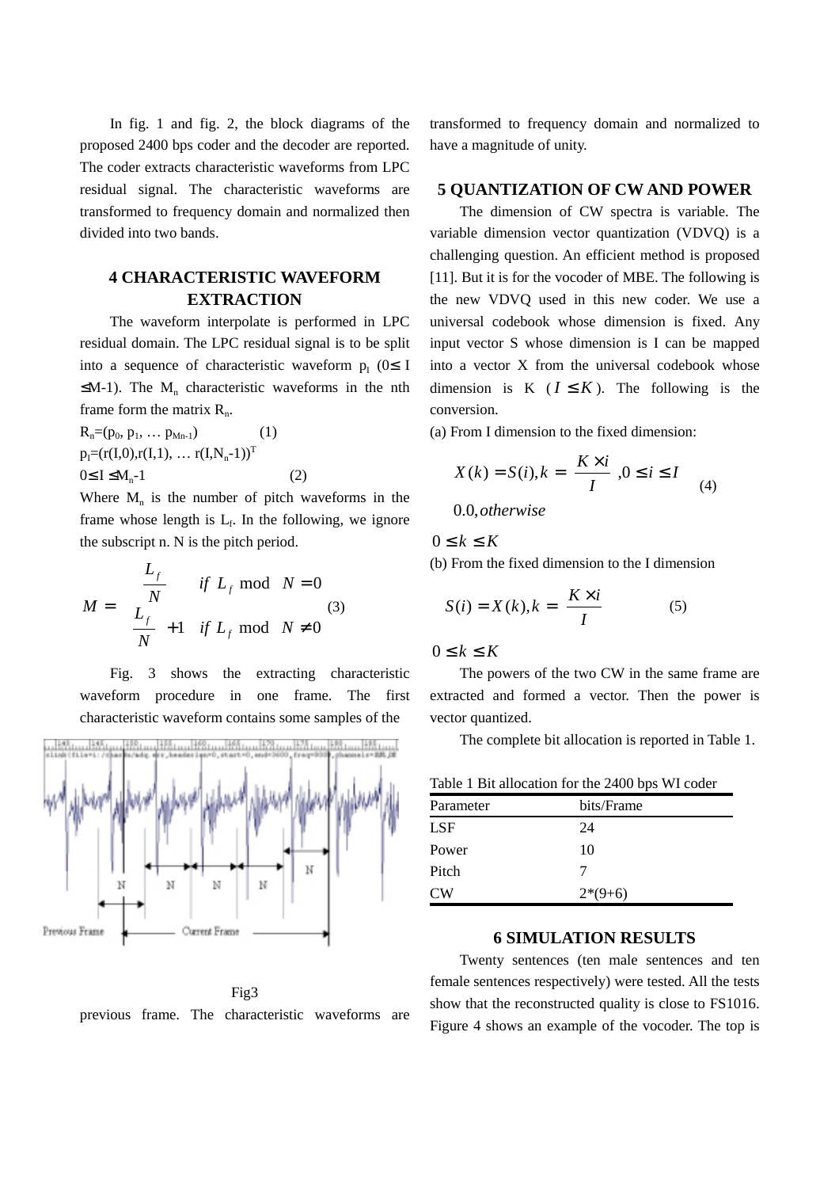In fig. 1 and fig. 2, the block diagrams of the proposed 2400 bps coder and the decoder are reported. The coder extracts characteristic waveforms from LPC residual signal. The characteristic waveforms are transformed to frequency domain and normalized then divided into two bands.

## 4 CHARACTERISTIC WAVEFORM EXTRACTION

The waveform interpolate is performed in LPC residual domain. The LPC residual signal is to be split into a sequence of characteristic waveform $p_I$ ($0 \le I \le M-1$). The $M_n$ characteristic waveforms in the nth frame form the matrix $R_n$.

$R_n=(p_0, p_1, \ldots p_{Mn-1})$ (1)

$p_I=(r(I,0),r(I,1), \ldots r(I,N_n-1))^T$

$0 \le I \le M_n-1$ (2)

Where $M_n$ is the number of pitch waveforms in the frame whose length is $L_f$. In the following, we ignore the subscript n. N is the pitch period.

$$M = \begin{cases} \dfrac{L_f}{N} & if\ L_f \bmod N = 0 \\ \dfrac{L_f}{N} + 1 & if\ L_f \bmod N \neq 0 \end{cases} \quad (3)$$

Fig. 3 shows the extracting characteristic waveform procedure in one frame. The first characteristic waveform contains some samples of the previous frame. The characteristic waveforms are transformed to frequency domain and normalized to have a magnitude of unity.

Fig3

## 5 QUANTIZATION OF CW AND POWER

The dimension of CW spectra is variable. The variable dimension vector quantization (VDVQ) is a challenging question. An efficient method is proposed [11]. But it is for the vocoder of MBE. The following is the new VDVQ used in this new coder. We use a universal codebook whose dimension is fixed. Any input vector S whose dimension is I can be mapped into a vector X from the universal codebook whose dimension is K ($I \le K$). The following is the conversion.

(a) From I dimension to the fixed dimension:

$$X(k) = S(i), k = \frac{K \times i}{I}, 0 \le i \le I \quad (4)$$
$$0.0, otherwise$$

$0 \le k \le K$

(b) From the fixed dimension to the I dimension

$$S(i) = X(k), k = \frac{K \times i}{I} \quad (5)$$

$0 \le k \le K$

The powers of the two CW in the same frame are extracted and formed a vector. Then the power is vector quantized.

The complete bit allocation is reported in Table 1.

Table 1 Bit allocation for the 2400 bps WI coder

| Parameter | bits/Frame |
|---|---|
| LSF | 24 |
| Power | 10 |
| Pitch | 7 |
| CW | 2*(9+6) |

## 6 SIMULATION RESULTS

Twenty sentences (ten male sentences and ten female sentences respectively) were tested. All the tests show that the reconstructed quality is close to FS1016. Figure 4 shows an example of the vocoder. The top is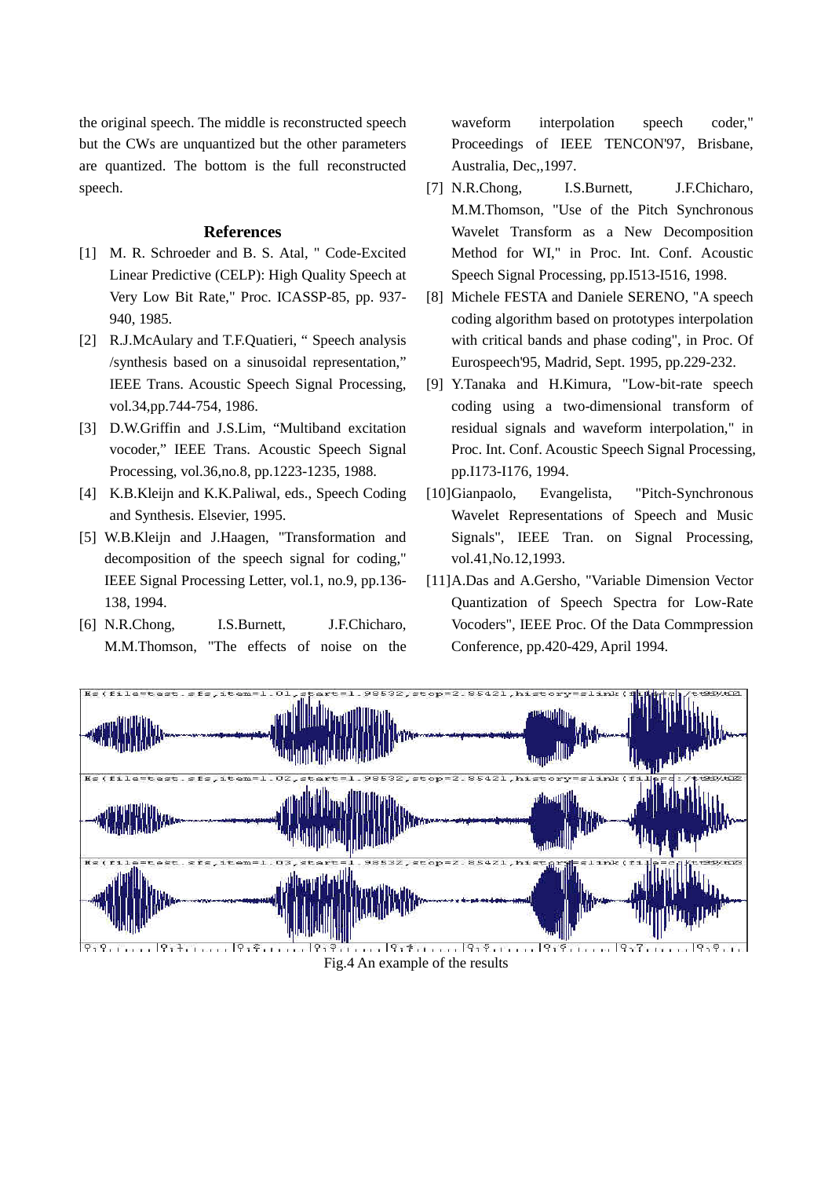the original speech. The middle is reconstructed speech but the CWs are unquantized but the other parameters are quantized. The bottom is the full reconstructed speech.

## References

[1] M. R. Schroeder and B. S. Atal, " Code-Excited Linear Predictive (CELP): High Quality Speech at Very Low Bit Rate," Proc. ICASSP-85, pp. 937-940, 1985.

[2] R.J.McAulary and T.F.Quatieri, " Speech analysis /synthesis based on a sinusoidal representation," IEEE Trans. Acoustic Speech Signal Processing, vol.34,pp.744-754, 1986.

[3] D.W.Griffin and J.S.Lim, "Multiband excitation vocoder," IEEE Trans. Acoustic Speech Signal Processing, vol.36,no.8, pp.1223-1235, 1988.

[4] K.B.Kleijn and K.K.Paliwal, eds., Speech Coding and Synthesis. Elsevier, 1995.

[5] W.B.Kleijn and J.Haagen, "Transformation and decomposition of the speech signal for coding," IEEE Signal Processing Letter, vol.1, no.9, pp.136-138, 1994.

[6] N.R.Chong, I.S.Burnett, J.F.Chicharo, M.M.Thomson, "The effects of noise on the waveform interpolation speech coder," Proceedings of IEEE TENCON'97, Brisbane, Australia, Dec,,1997.

[7] N.R.Chong, I.S.Burnett, J.F.Chicharo, M.M.Thomson, "Use of the Pitch Synchronous Wavelet Transform as a New Decomposition Method for WI," in Proc. Int. Conf. Acoustic Speech Signal Processing, pp.I513-I516, 1998.

[8] Michele FESTA and Daniele SERENO, "A speech coding algorithm based on prototypes interpolation with critical bands and phase coding", in Proc. Of Eurospeech'95, Madrid, Sept. 1995, pp.229-232.

[9] Y.Tanaka and H.Kimura, "Low-bit-rate speech coding using a two-dimensional transform of residual signals and waveform interpolation," in Proc. Int. Conf. Acoustic Speech Signal Processing, pp.I173-I176, 1994.

[10] Gianpaolo, Evangelista, "Pitch-Synchronous Wavelet Representations of Speech and Music Signals", IEEE Tran. on Signal Processing, vol.41,No.12,1993.

[11] A.Das and A.Gersho, "Variable Dimension Vector Quantization of Speech Spectra for Low-Rate Vocoders", IEEE Proc. Of the Data Commpression Conference, pp.420-429, April 1994.

Fig.4 An example of the results